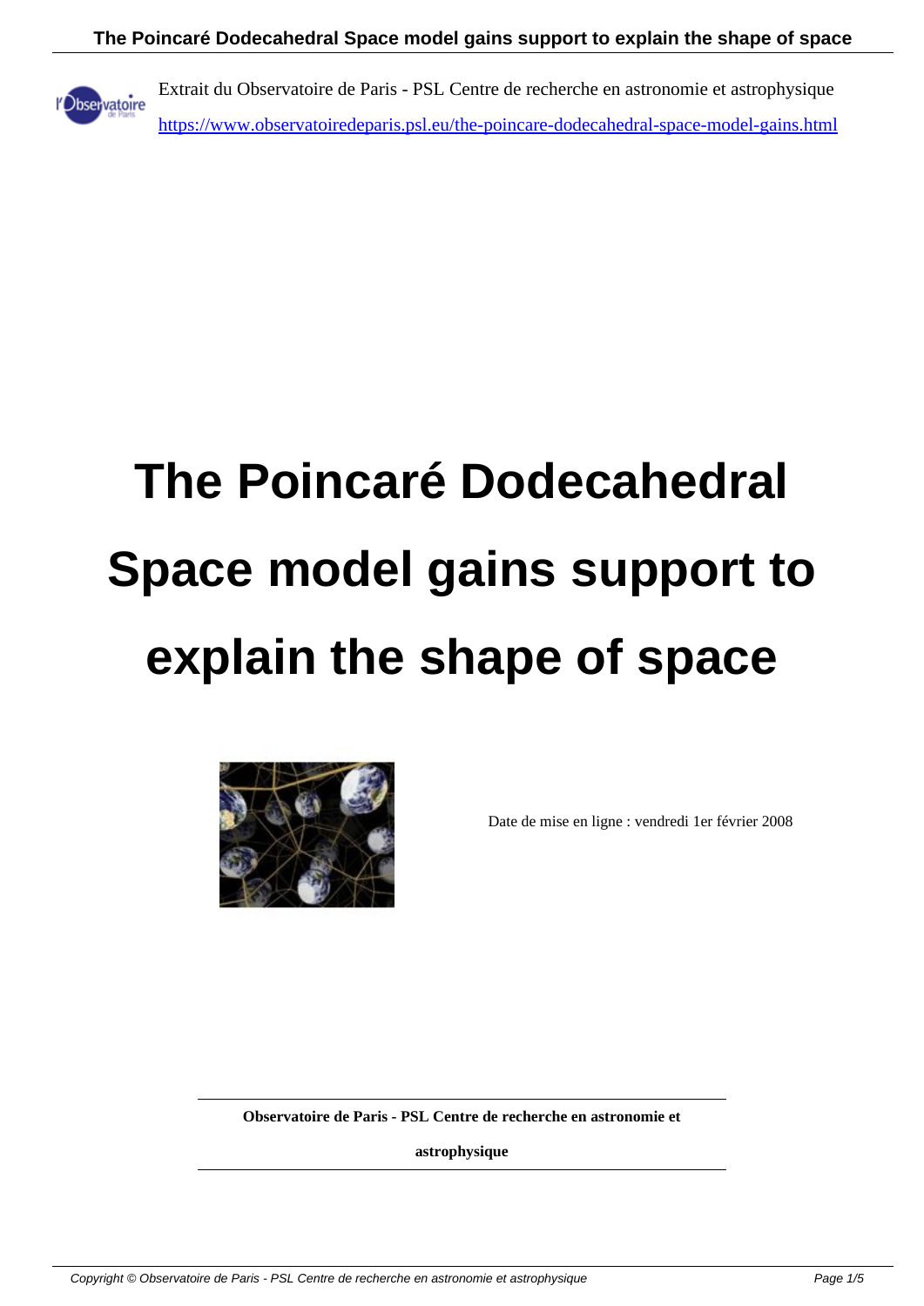Extrait du Observatoire de Paris - PSL Centre de recherche en astronomie et astrophysique

https://www.observatoiredeparis.psl.eu/the-poincare-dodecahedral-space-model-gains.html

# The Poincaré Dodecahedral Space model gains support to explain the shape of space

Date de mise en ligne : vendredi 1er février 2008

**Observatoire de Paris - PSL Centre de recherche en astronomie et astrophysique**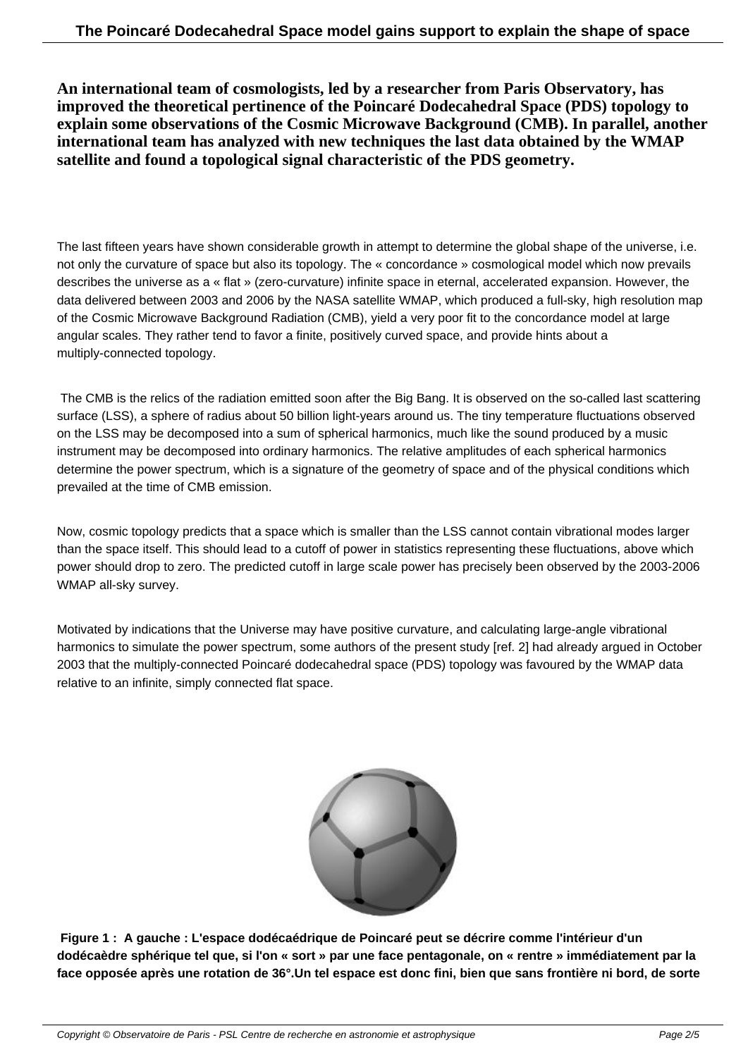**An international team of cosmologists, led by a researcher from Paris Observatory, has improved the theoretical pertinence of the Poincaré Dodecahedral Space (PDS) topology to explain some observations of the Cosmic Microwave Background (CMB). In parallel, another international team has analyzed with new techniques the last data obtained by the WMAP satellite and found a topological signal characteristic of the PDS geometry.**

The last fifteen years have shown considerable growth in attempt to determine the global shape of the universe, i.e. not only the curvature of space but also its topology. The « concordance » cosmological model which now prevails describes the universe as a « flat » (zero-curvature) infinite space in eternal, accelerated expansion. However, the data delivered between 2003 and 2006 by the NASA satellite WMAP, which produced a full-sky, high resolution map of the Cosmic Microwave Background Radiation (CMB), yield a very poor fit to the concordance model at large angular scales. They rather tend to favor a finite, positively curved space, and provide hints about a multiply-connected topology.

The CMB is the relics of the radiation emitted soon after the Big Bang. It is observed on the so-called last scattering surface (LSS), a sphere of radius about 50 billion light-years around us. The tiny temperature fluctuations observed on the LSS may be decomposed into a sum of spherical harmonics, much like the sound produced by a music instrument may be decomposed into ordinary harmonics. The relative amplitudes of each spherical harmonics determine the power spectrum, which is a signature of the geometry of space and of the physical conditions which prevailed at the time of CMB emission.

Now, cosmic topology predicts that a space which is smaller than the LSS cannot contain vibrational modes larger than the space itself. This should lead to a cutoff of power in statistics representing these fluctuations, above which power should drop to zero. The predicted cutoff in large scale power has precisely been observed by the 2003-2006 WMAP all-sky survey.

Motivated by indications that the Universe may have positive curvature, and calculating large-angle vibrational harmonics to simulate the power spectrum, some authors of the present study [ref. 2] had already argued in October 2003 that the multiply-connected Poincaré dodecahedral space (PDS) topology was favoured by the WMAP data relative to an infinite, simply connected flat space.

**Figure 1 : A gauche : L'espace dodécaédrique de Poincaré peut se décrire comme l'intérieur d'un dodécaèdre sphérique tel que, si l'on « sort » par une face pentagonale, on « rentre » immédiatement par la face opposée après une rotation de 36°.Un tel espace est donc fini, bien que sans frontière ni bord, de sorte**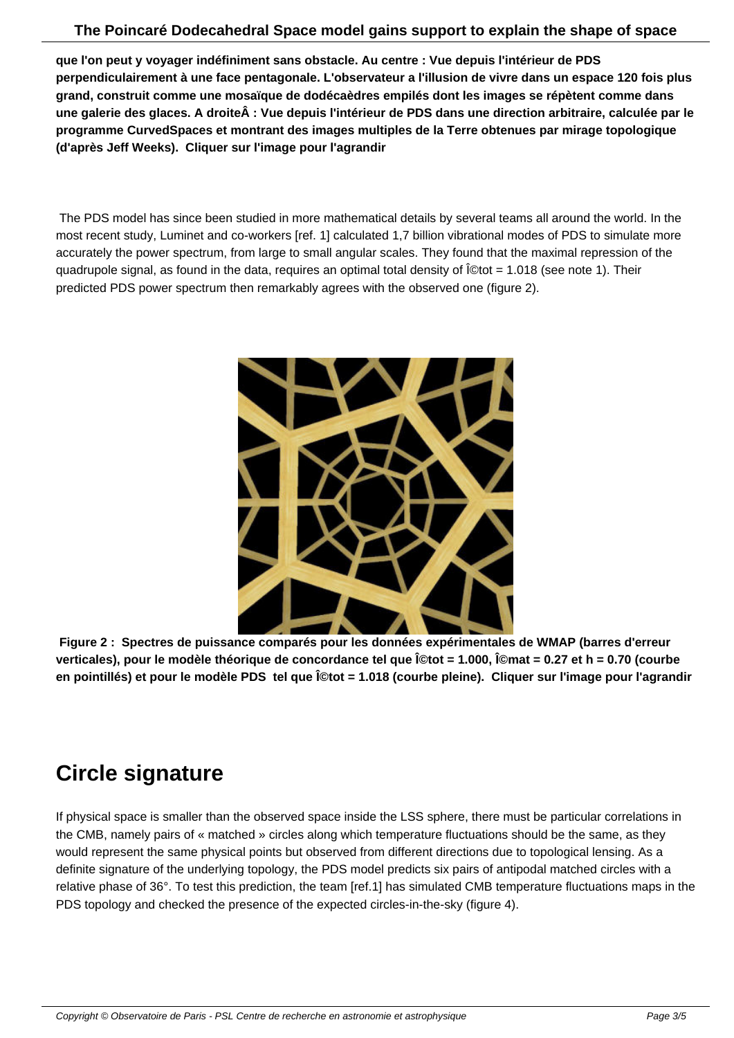**que l'on peut y voyager indéfiniment sans obstacle. Au centre : Vue depuis l'intérieur de PDS perpendiculairement à une face pentagonale. L'observateur a l'illusion de vivre dans un espace 120 fois plus grand, construit comme une mosaïque de dodécaèdres empilés dont les images se répètent comme dans une galerie des glaces. A droiteÂ : Vue depuis l'intérieur de PDS dans une direction arbitraire, calculée par le programme CurvedSpaces et montrant des images multiples de la Terre obtenues par mirage topologique (d'après Jeff Weeks). Cliquer sur l'image pour l'agrandir**

The PDS model has since been studied in more mathematical details by several teams all around the world. In the most recent study, Luminet and co-workers [ref. 1] calculated 1,7 billion vibrational modes of PDS to simulate more accurately the power spectrum, from large to small angular scales. They found that the maximal repression of the quadrupole signal, as found in the data, requires an optimal total density of Î©tot = 1.018 (see note 1). Their predicted PDS power spectrum then remarkably agrees with the observed one (figure 2).

**Figure 2 : Spectres de puissance comparés pour les données expérimentales de WMAP (barres d'erreur verticales), pour le modèle théorique de concordance tel que Î©tot = 1.000, Î©mat = 0.27 et h = 0.70 (courbe en pointillés) et pour le modèle PDS tel que Î©tot = 1.018 (courbe pleine). Cliquer sur l'image pour l'agrandir**

## Circle signature

If physical space is smaller than the observed space inside the LSS sphere, there must be particular correlations in the CMB, namely pairs of « matched » circles along which temperature fluctuations should be the same, as they would represent the same physical points but observed from different directions due to topological lensing. As a definite signature of the underlying topology, the PDS model predicts six pairs of antipodal matched circles with a relative phase of 36°. To test this prediction, the team [ref.1] has simulated CMB temperature fluctuations maps in the PDS topology and checked the presence of the expected circles-in-the-sky (figure 4).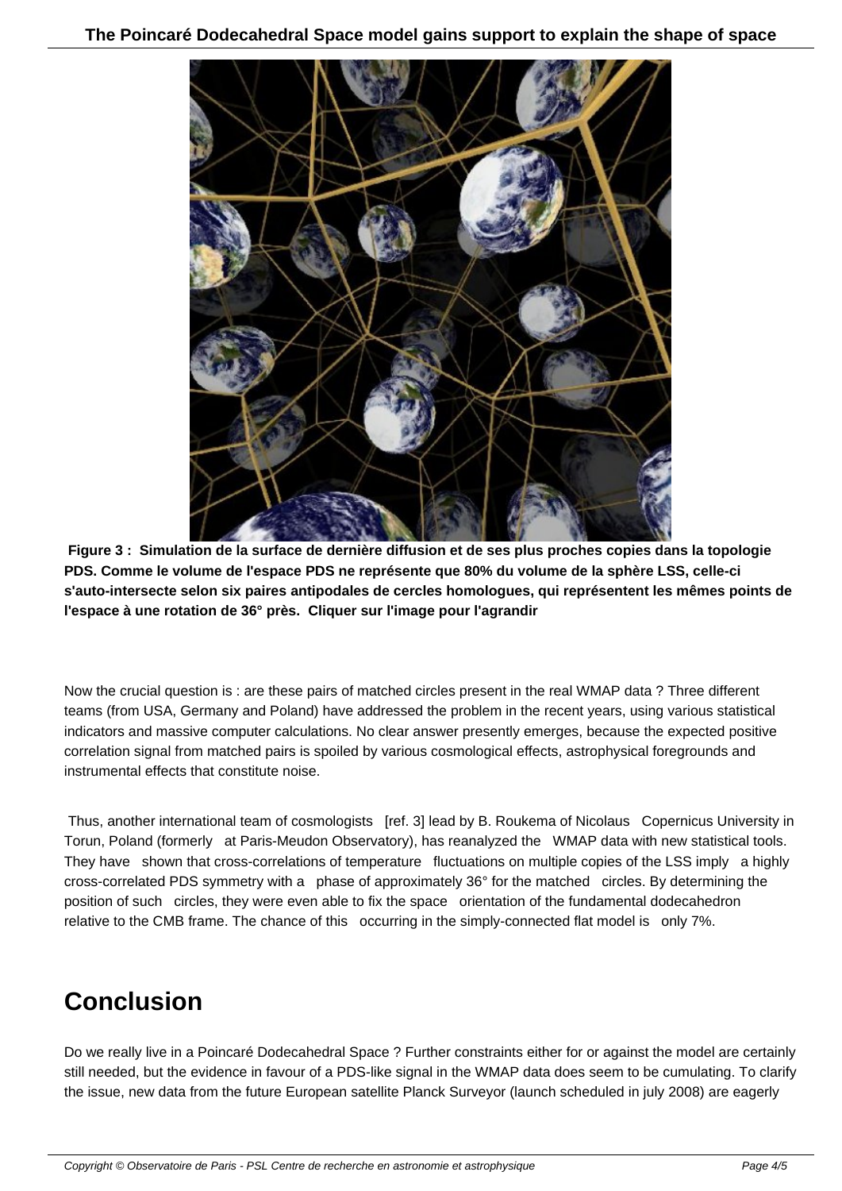**Figure 3 : Simulation de la surface de dernière diffusion et de ses plus proches copies dans la topologie PDS. Comme le volume de l'espace PDS ne représente que 80% du volume de la sphère LSS, celle-ci s'auto-intersecte selon six paires antipodales de cercles homologues, qui représentent les mêmes points de l'espace à une rotation de 36° près. Cliquer sur l'image pour l'agrandir**

Now the crucial question is : are these pairs of matched circles present in the real WMAP data ? Three different teams (from USA, Germany and Poland) have addressed the problem in the recent years, using various statistical indicators and massive computer calculations. No clear answer presently emerges, because the expected positive correlation signal from matched pairs is spoiled by various cosmological effects, astrophysical foregrounds and instrumental effects that constitute noise.

Thus, another international team of cosmologists [ref. 3] lead by B. Roukema of Nicolaus Copernicus University in Torun, Poland (formerly at Paris-Meudon Observatory), has reanalyzed the WMAP data with new statistical tools. They have shown that cross-correlations of temperature fluctuations on multiple copies of the LSS imply a highly cross-correlated PDS symmetry with a phase of approximately 36° for the matched circles. By determining the position of such circles, they were even able to fix the space orientation of the fundamental dodecahedron relative to the CMB frame. The chance of this occurring in the simply-connected flat model is only 7%.

## Conclusion

Do we really live in a Poincaré Dodecahedral Space ? Further constraints either for or against the model are certainly still needed, but the evidence in favour of a PDS-like signal in the WMAP data does seem to be cumulating. To clarify the issue, new data from the future European satellite Planck Surveyor (launch scheduled in july 2008) are eagerly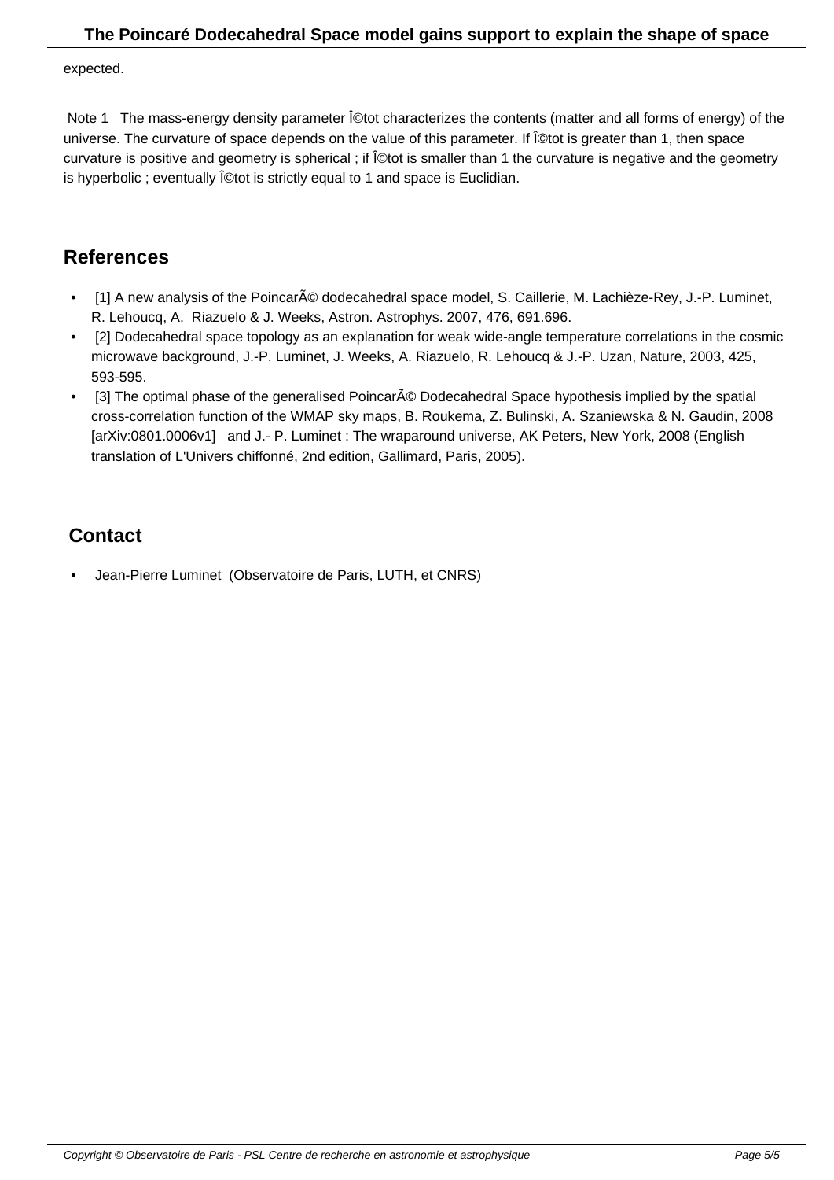expected.

Note 1 The mass-energy density parameter Î©tot characterizes the contents (matter and all forms of energy) of the universe. The curvature of space depends on the value of this parameter. If Î©tot is greater than 1, then space curvature is positive and geometry is spherical ; if Î©tot is smaller than 1 the curvature is negative and the geometry is hyperbolic ; eventually Î©tot is strictly equal to 1 and space is Euclidian.

## References

- [1] A new analysis of the PoincarÃ© dodecahedral space model, S. Caillerie, M. Lachièze-Rey, J.-P. Luminet, R. Lehoucq, A. Riazuelo & J. Weeks, Astron. Astrophys. 2007, 476, 691.696.
- [2] Dodecahedral space topology as an explanation for weak wide-angle temperature correlations in the cosmic microwave background, J.-P. Luminet, J. Weeks, A. Riazuelo, R. Lehoucq & J.-P. Uzan, Nature, 2003, 425, 593-595.
- [3] The optimal phase of the generalised PoincarÃ© Dodecahedral Space hypothesis implied by the spatial cross-correlation function of the WMAP sky maps, B. Roukema, Z. Bulinski, A. Szaniewska & N. Gaudin, 2008 [arXiv:0801.0006v1] and J.- P. Luminet : The wraparound universe, AK Peters, New York, 2008 (English translation of L'Univers chiffonné, 2nd edition, Gallimard, Paris, 2005).

## Contact

- Jean-Pierre Luminet (Observatoire de Paris, LUTH, et CNRS)